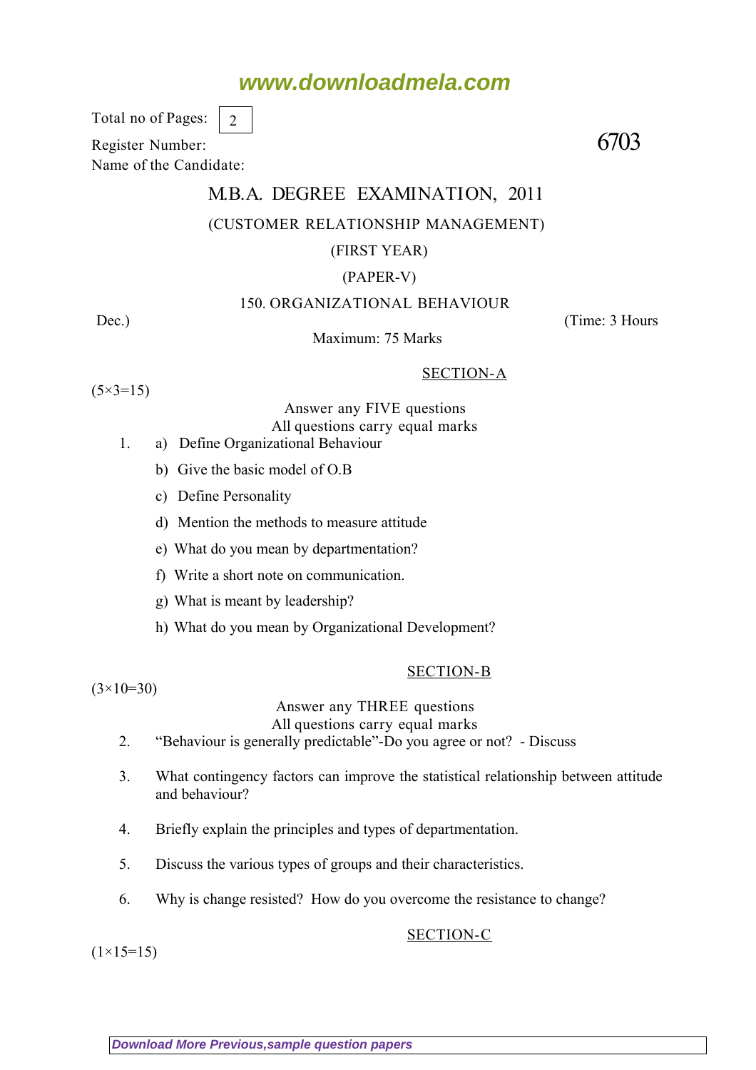Total no of Pages: 2

Register Number: **6703**

Name of the Candidate:

# M.B.A. DEGREE EXAMINATION, 2011

## (CUSTOMER RELATIONSHIP MANAGEMENT)

### (FIRST YEAR)

### (PAPER-V)

### 150. ORGANIZATIONAL BEHAVIOUR

Dec.) (Time: 3 Hours

Maximum: 75 Marks

## SECTION-A

(5×3=15)

Answer any FIVE questions

All questions carry equal marks

1. a) Define Organizational Behaviour

   b) Give the basic model of O.B

   c) Define Personality

   d) Mention the methods to measure attitude

   e) What do you mean by departmentation?

   f) Write a short note on communication.

   g) What is meant by leadership?

   h) What do you mean by Organizational Development?

## SECTION-B

(3×10=30)

Answer any THREE questions

All questions carry equal marks

2. "Behaviour is generally predictable"-Do you agree or not? - Discuss

3. What contingency factors can improve the statistical relationship between attitude and behaviour?

4. Briefly explain the principles and types of departmentation.

5. Discuss the various types of groups and their characteristics.

6. Why is change resisted? How do you overcome the resistance to change?

## SECTION-C

(1×15=15)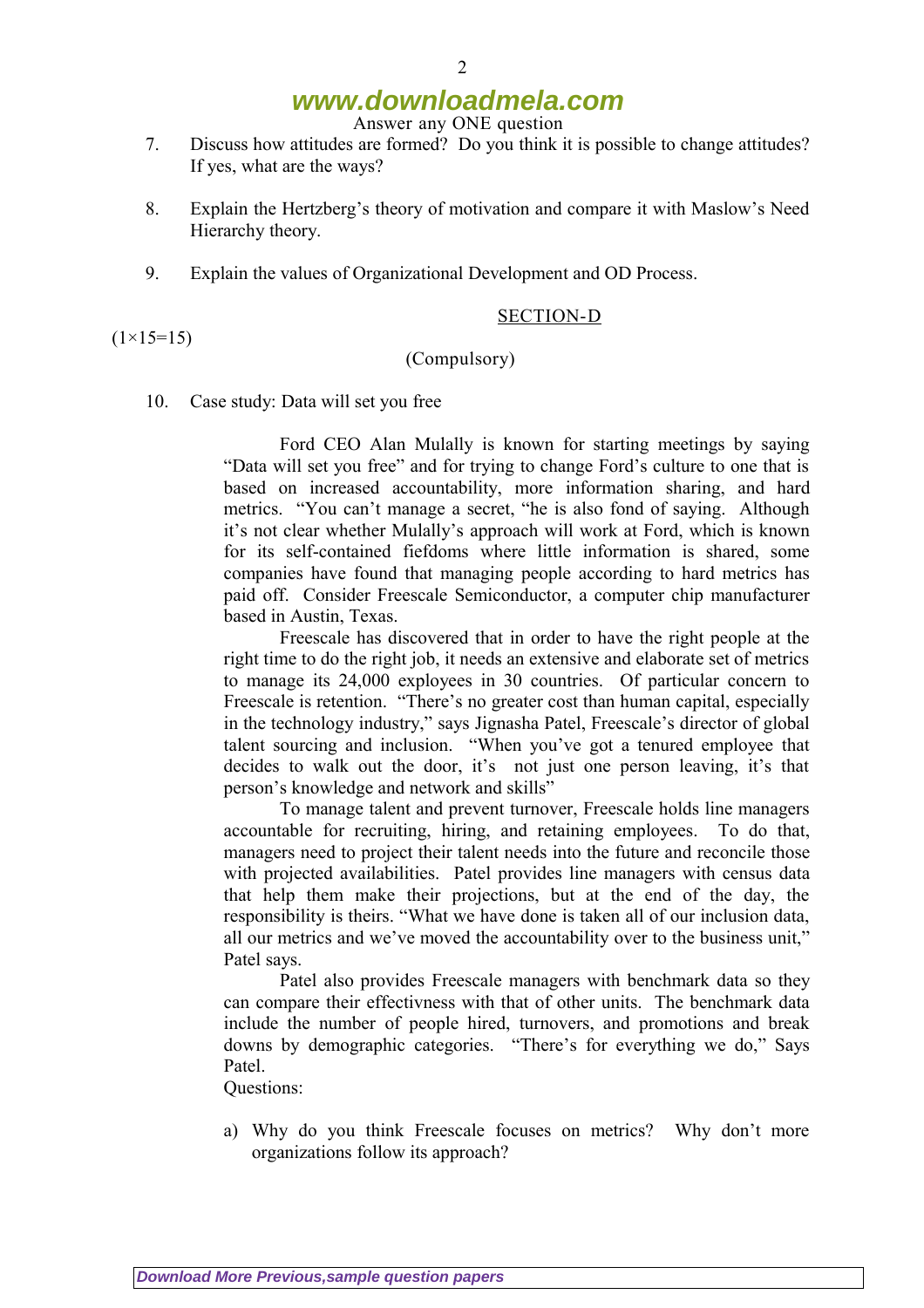Answer any ONE question

7. Discuss how attitudes are formed? Do you think it is possible to change attitudes? If yes, what are the ways?

8. Explain the Hertzberg's theory of motivation and compare it with Maslow's Need Hierarchy theory.

9. Explain the values of Organizational Development and OD Process.

## SECTION-D

(1×15=15)

(Compulsory)

10. Case study: Data will set you free

Ford CEO Alan Mulally is known for starting meetings by saying "Data will set you free" and for trying to change Ford's culture to one that is based on increased accountability, more information sharing, and hard metrics. "You can't manage a secret, "he is also fond of saying. Although it's not clear whether Mulally's approach will work at Ford, which is known for its self-contained fiefdoms where little information is shared, some companies have found that managing people according to hard metrics has paid off. Consider Freescale Semiconductor, a computer chip manufacturer based in Austin, Texas.

Freescale has discovered that in order to have the right people at the right time to do the right job, it needs an extensive and elaborate set of metrics to manage its 24,000 exployees in 30 countries. Of particular concern to Freescale is retention. "There's no greater cost than human capital, especially in the technology industry," says Jignasha Patel, Freescale's director of global talent sourcing and inclusion. "When you've got a tenured employee that decides to walk out the door, it's not just one person leaving, it's that person's knowledge and network and skills"

To manage talent and prevent turnover, Freescale holds line managers accountable for recruiting, hiring, and retaining employees. To do that, managers need to project their talent needs into the future and reconcile those with projected availabilities. Patel provides line managers with census data that help them make their projections, but at the end of the day, the responsibility is theirs. "What we have done is taken all of our inclusion data, all our metrics and we've moved the accountability over to the business unit," Patel says.

Patel also provides Freescale managers with benchmark data so they can compare their effectivness with that of other units. The benchmark data include the number of people hired, turnovers, and promotions and break downs by demographic categories. "There's for everything we do," Says Patel.

Questions:

a) Why do you think Freescale focuses on metrics? Why don't more organizations follow its approach?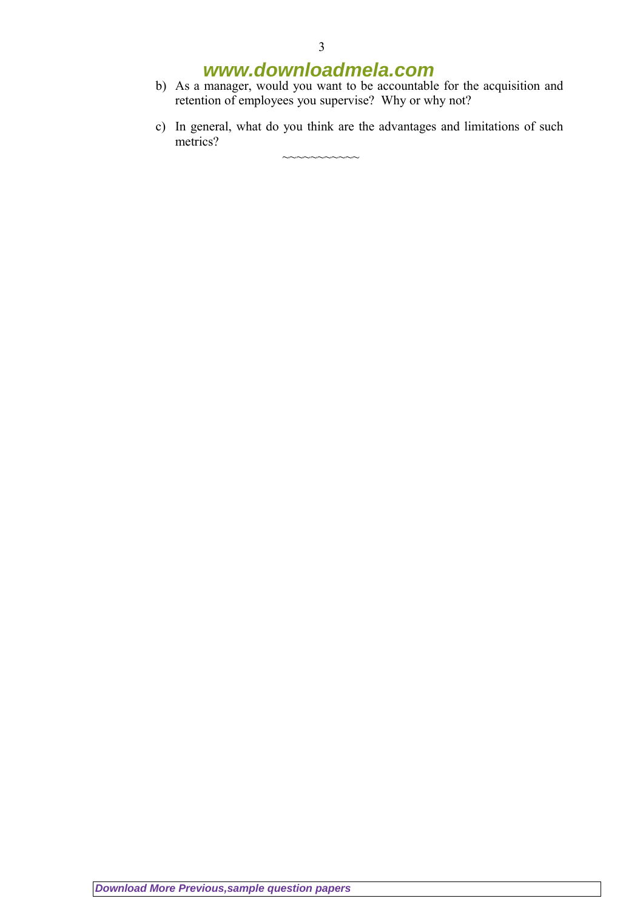b) As a manager, would you want to be accountable for the acquisition and retention of employees you supervise? Why or why not?

c) In general, what do you think are the advantages and limitations of such metrics?

~~~~~~~~~~~